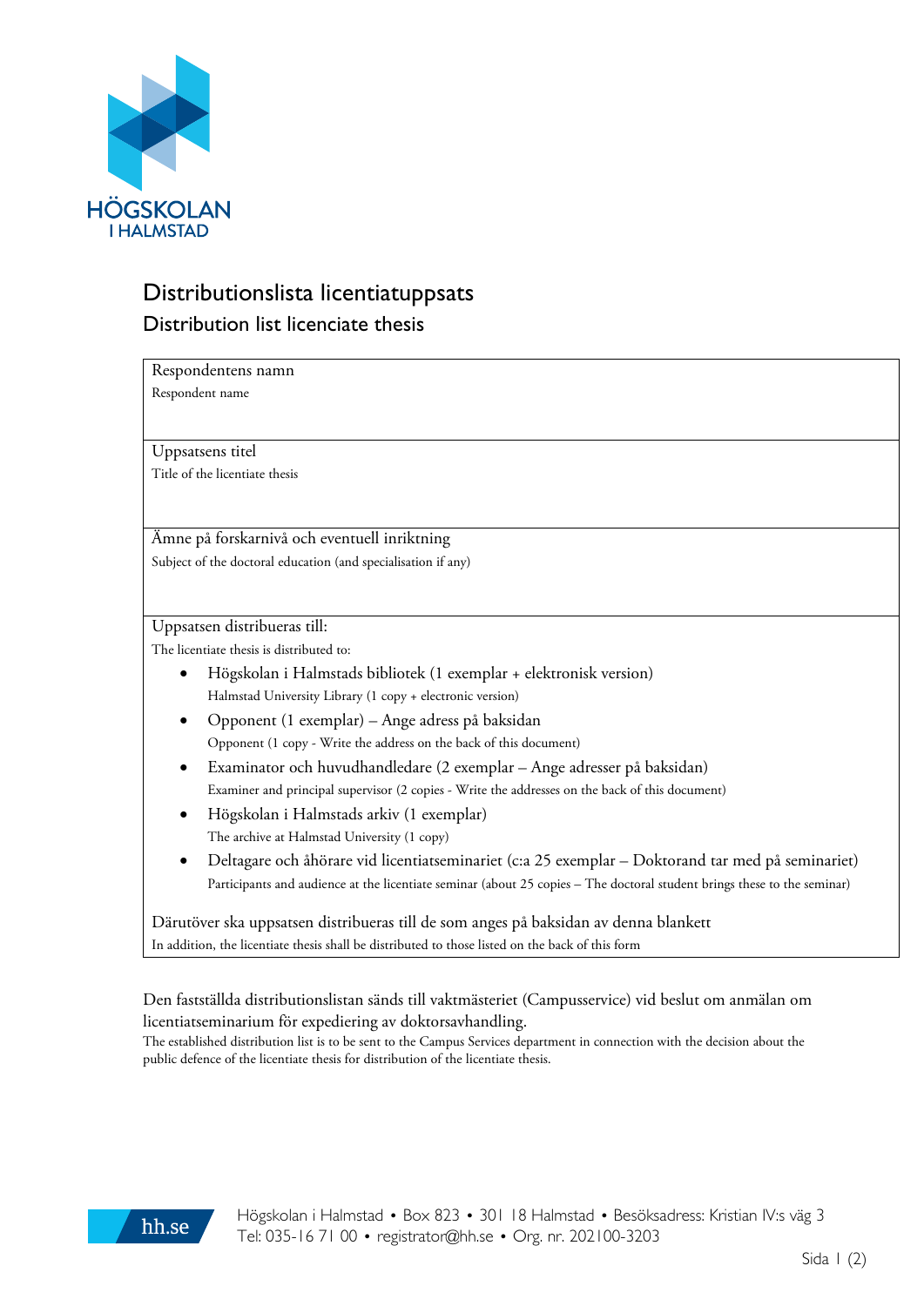HÖGSKOLAN I HALMSTAD

# Distributionslista licentiatuppsats

## Distribution list licenciate thesis

| Respondentens namn<br>Respondent name |
|---|
| Uppsatsens titel<br>Title of the licentiate thesis |
| Ämne på forskarnivå och eventuell inriktning<br>Subject of the doctoral education (and specialisation if any) |
| Uppsatsen distribueras till:<br>The licentiate thesis is distributed to:<br>• Högskolan i Halmstads bibliotek (1 exemplar + elektronisk version)<br>Halmstad University Library (1 copy + electronic version)<br>• Opponent (1 exemplar) – Ange adress på baksidan<br>Opponent (1 copy - Write the address on the back of this document)<br>• Examinator och huvudhandledare (2 exemplar – Ange adresser på baksidan)<br>Examiner and principal supervisor (2 copies - Write the addresses on the back of this document)<br>• Högskolan i Halmstads arkiv (1 exemplar)<br>The archive at Halmstad University (1 copy)<br>• Deltagare och åhörare vid licentiatseminariet (c:a 25 exemplar – Doktorand tar med på seminariet)<br>Participants and audience at the licentiate seminar (about 25 copies – The doctoral student brings these to the seminar)<br><br>Därutöver ska uppsatsen distribueras till de som anges på baksidan av denna blankett<br>In addition, the licentiate thesis shall be distributed to those listed on the back of this form |

Den fastställda distributionslistan sänds till vaktmästeriet (Campusservice) vid beslut om anmälan om licentiatseminarium för expediering av doktorsavhandling.
The established distribution list is to be sent to the Campus Services department in connection with the decision about the public defence of the licentiate thesis for distribution of the licentiate thesis.

hh.se Högskolan i Halmstad • Box 823 • 301 18 Halmstad • Besöksadress: Kristian IV:s väg 3
Tel: 035-16 71 00 • registrator@hh.se • Org. nr. 202100-3203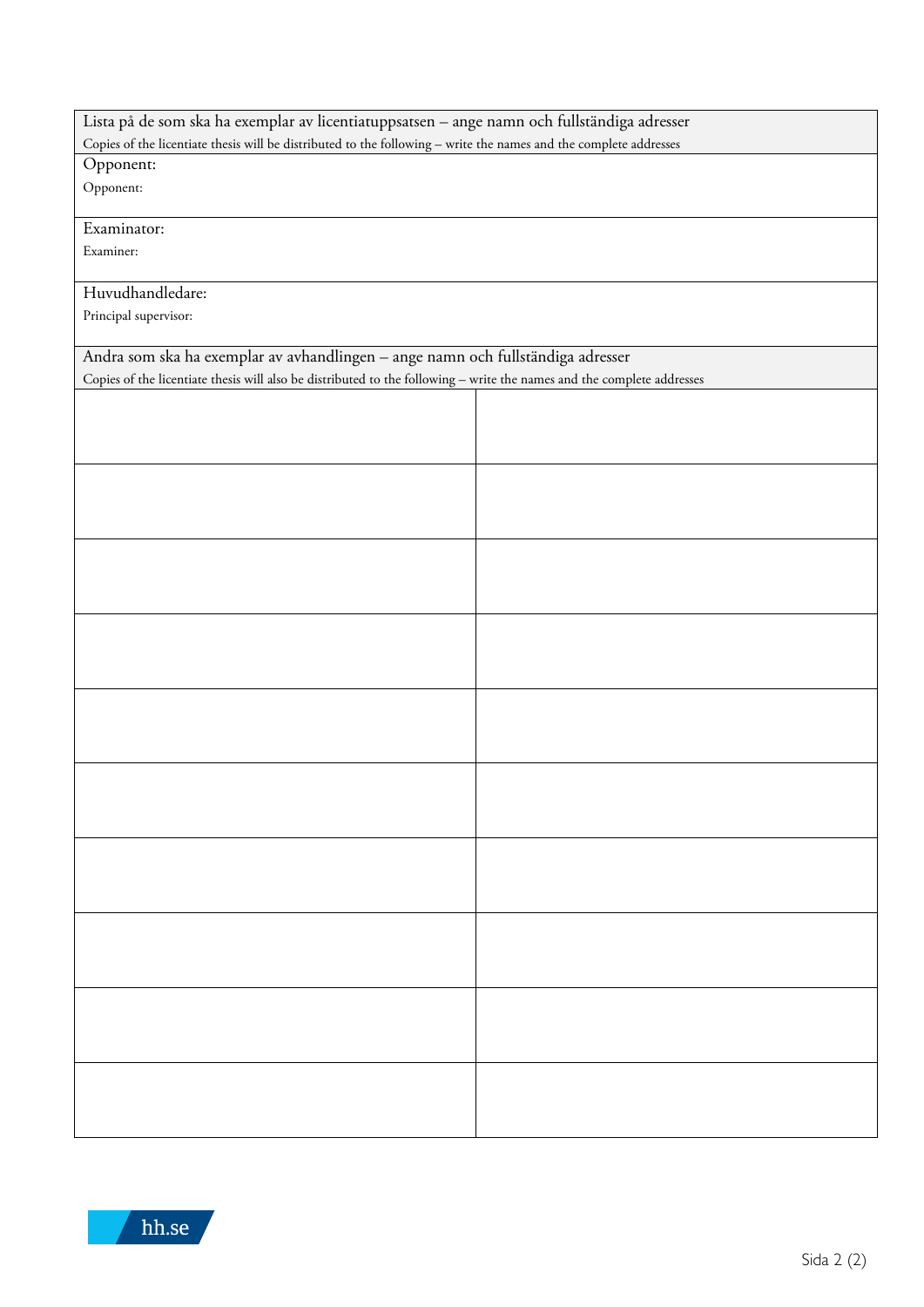Lista på de som ska ha exemplar av licentiatuppsatsen – ange namn och fullständiga adresser
Copies of the licentiate thesis will be distributed to the following – write the names and the complete addresses

Opponent:
Opponent:

Examinator:
Examiner:

Huvudhandledare:
Principal supervisor:

Andra som ska ha exemplar av avhandlingen – ange namn och fullständiga adresser
Copies of the licentiate thesis will also be distributed to the following – write the names and the complete addresses

| | |
|---|---|
| | |
| | |
| | |
| | |
| | |
| | |
| | |
| | |
| | |
| | |

hh.se